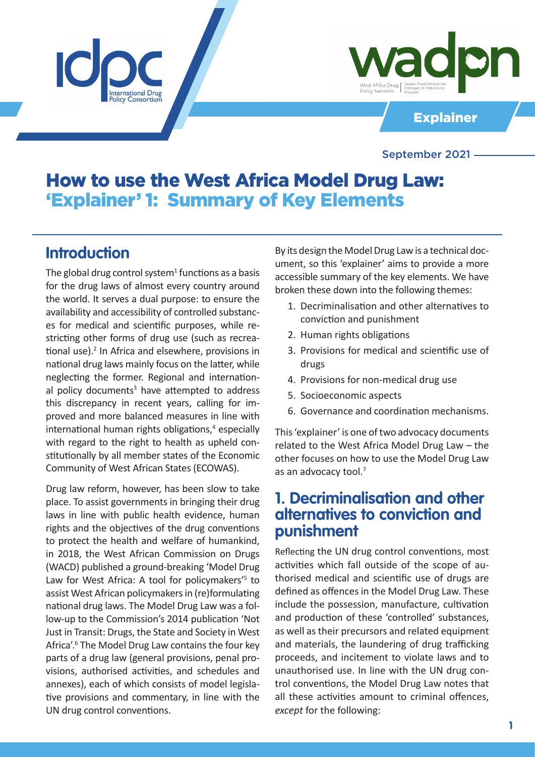Explainer

September 2021

# How to use the West Africa Model Drug Law: 'Explainer' 1: Summary of Key Elements

## Introduction

The global drug control system[1] functions as a basis for the drug laws of almost every country around the world. It serves a dual purpose: to ensure the availability and accessibility of controlled substances for medical and scientific purposes, while restricting other forms of drug use (such as recreational use).[2] In Africa and elsewhere, provisions in national drug laws mainly focus on the latter, while neglecting the former. Regional and international policy documents[3] have attempted to address this discrepancy in recent years, calling for improved and more balanced measures in line with international human rights obligations,[4] especially with regard to the right to health as upheld constitutionally by all member states of the Economic Community of West African States (ECOWAS).

Drug law reform, however, has been slow to take place. To assist governments in bringing their drug laws in line with public health evidence, human rights and the objectives of the drug conventions to protect the health and welfare of humankind, in 2018, the West African Commission on Drugs (WACD) published a ground-breaking 'Model Drug Law for West Africa: A tool for policymakers'[5] to assist West African policymakers in (re)formulating national drug laws. The Model Drug Law was a follow-up to the Commission's 2014 publication 'Not Just in Transit: Drugs, the State and Society in West Africa'.[6] The Model Drug Law contains the four key parts of a drug law (general provisions, penal provisions, authorised activities, and schedules and annexes), each of which consists of model legislative provisions and commentary, in line with the UN drug control conventions.

By its design the Model Drug Law is a technical document, so this 'explainer' aims to provide a more accessible summary of the key elements. We have broken these down into the following themes:

1. Decriminalisation and other alternatives to conviction and punishment
2. Human rights obligations
3. Provisions for medical and scientific use of drugs
4. Provisions for non-medical drug use
5. Socioeconomic aspects
6. Governance and coordination mechanisms.

This 'explainer' is one of two advocacy documents related to the West Africa Model Drug Law – the other focuses on how to use the Model Drug Law as an advocacy tool.[7]

## 1. Decriminalisation and other alternatives to conviction and punishment

Reflecting the UN drug control conventions, most activities which fall outside of the scope of authorised medical and scientific use of drugs are defined as offences in the Model Drug Law. These include the possession, manufacture, cultivation and production of these 'controlled' substances, as well as their precursors and related equipment and materials, the laundering of drug trafficking proceeds, and incitement to violate laws and to unauthorised use. In line with the UN drug control conventions, the Model Drug Law notes that all these activities amount to criminal offences, *except* for the following: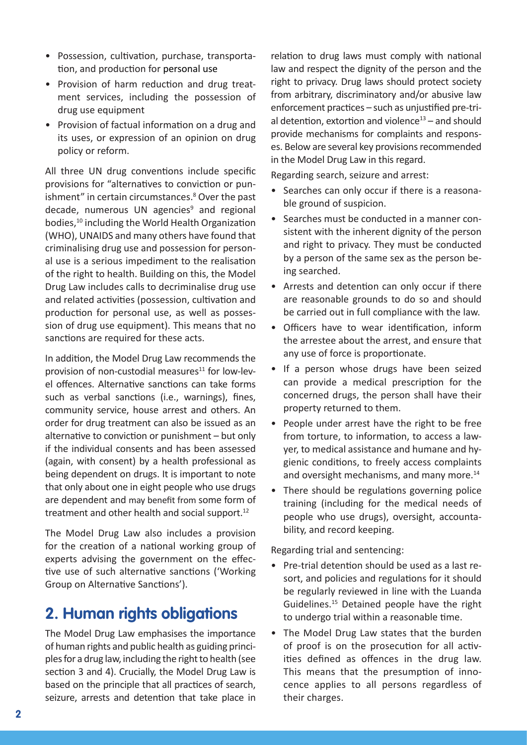- Possession, cultivation, purchase, transportation, and production for personal use
- Provision of harm reduction and drug treatment services, including the possession of drug use equipment
- Provision of factual information on a drug and its uses, or expression of an opinion on drug policy or reform.

All three UN drug conventions include specific provisions for "alternatives to conviction or punishment" in certain circumstances.[8] Over the past decade, numerous UN agencies[9] and regional bodies,[10] including the World Health Organization (WHO), UNAIDS and many others have found that criminalising drug use and possession for personal use is a serious impediment to the realisation of the right to health. Building on this, the Model Drug Law includes calls to decriminalise drug use and related activities (possession, cultivation and production for personal use, as well as possession of drug use equipment). This means that no sanctions are required for these acts.

In addition, the Model Drug Law recommends the provision of non-custodial measures[11] for low-level offences. Alternative sanctions can take forms such as verbal sanctions (i.e., warnings), fines, community service, house arrest and others. An order for drug treatment can also be issued as an alternative to conviction or punishment – but only if the individual consents and has been assessed (again, with consent) by a health professional as being dependent on drugs. It is important to note that only about one in eight people who use drugs are dependent and may benefit from some form of treatment and other health and social support.[12]

The Model Drug Law also includes a provision for the creation of a national working group of experts advising the government on the effective use of such alternative sanctions ('Working Group on Alternative Sanctions').

## 2. Human rights obligations

The Model Drug Law emphasises the importance of human rights and public health as guiding principles for a drug law, including the right to health (see section 3 and 4). Crucially, the Model Drug Law is based on the principle that all practices of search, seizure, arrests and detention that take place in relation to drug laws must comply with national law and respect the dignity of the person and the right to privacy. Drug laws should protect society from arbitrary, discriminatory and/or abusive law enforcement practices – such as unjustified pre-trial detention, extortion and violence[13] – and should provide mechanisms for complaints and responses. Below are several key provisions recommended in the Model Drug Law in this regard.

Regarding search, seizure and arrest:

- Searches can only occur if there is a reasonable ground of suspicion.
- Searches must be conducted in a manner consistent with the inherent dignity of the person and right to privacy. They must be conducted by a person of the same sex as the person being searched.
- Arrests and detention can only occur if there are reasonable grounds to do so and should be carried out in full compliance with the law.
- Officers have to wear identification, inform the arrestee about the arrest, and ensure that any use of force is proportionate.
- If a person whose drugs have been seized can provide a medical prescription for the concerned drugs, the person shall have their property returned to them.
- People under arrest have the right to be free from torture, to information, to access a lawyer, to medical assistance and humane and hygienic conditions, to freely access complaints and oversight mechanisms, and many more.[14]
- There should be regulations governing police training (including for the medical needs of people who use drugs), oversight, accountability, and record keeping.

Regarding trial and sentencing:

- Pre-trial detention should be used as a last resort, and policies and regulations for it should be regularly reviewed in line with the Luanda Guidelines.[15] Detained people have the right to undergo trial within a reasonable time.
- The Model Drug Law states that the burden of proof is on the prosecution for all activities defined as offences in the drug law. This means that the presumption of innocence applies to all persons regardless of their charges.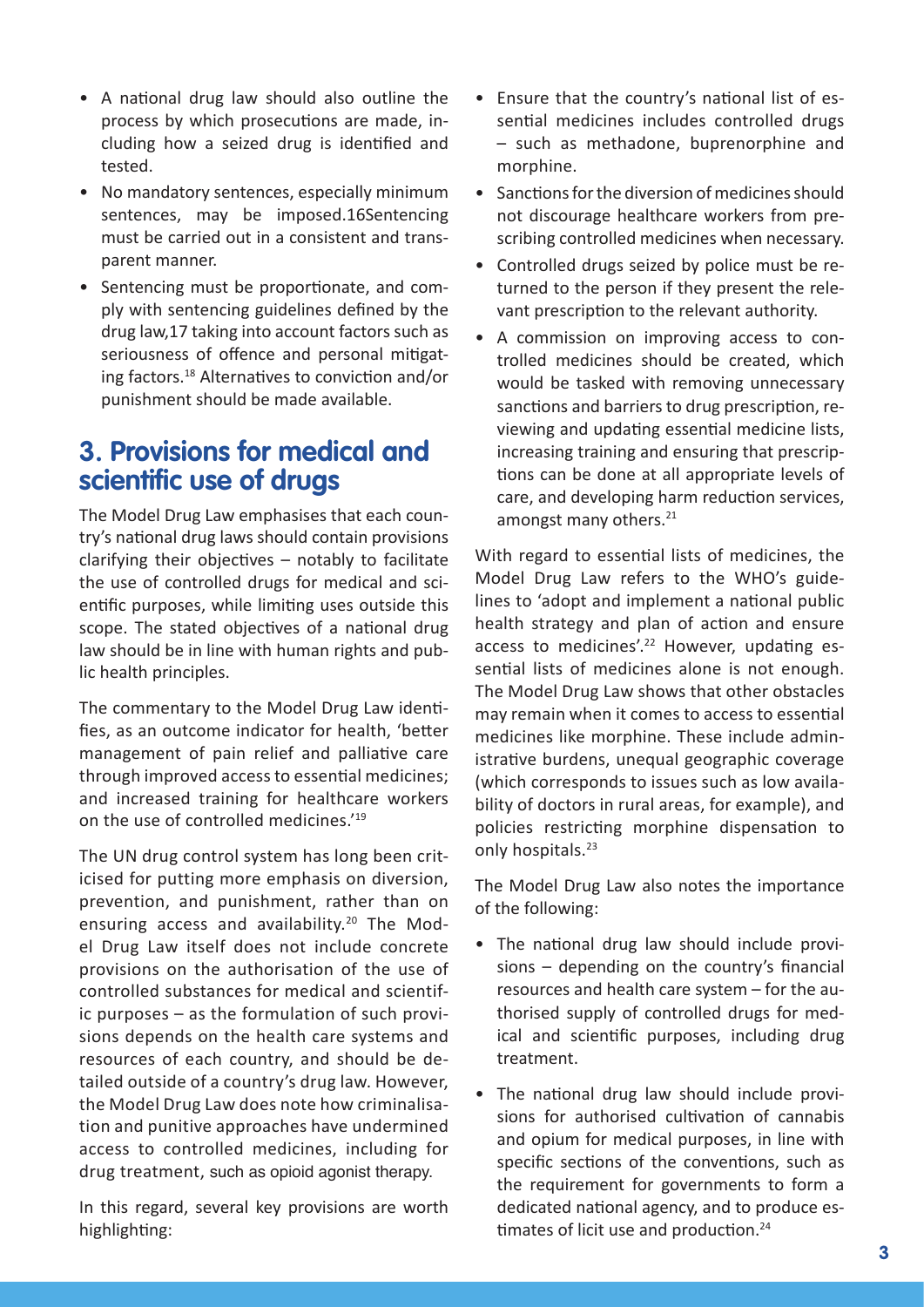- A national drug law should also outline the process by which prosecutions are made, including how a seized drug is identified and tested.
- No mandatory sentences, especially minimum sentences, may be imposed.16Sentencing must be carried out in a consistent and transparent manner.
- Sentencing must be proportionate, and comply with sentencing guidelines defined by the drug law,17 taking into account factors such as seriousness of offence and personal mitigating factors.[18] Alternatives to conviction and/or punishment should be made available.

## 3. Provisions for medical and scientific use of drugs

The Model Drug Law emphasises that each country's national drug laws should contain provisions clarifying their objectives – notably to facilitate the use of controlled drugs for medical and scientific purposes, while limiting uses outside this scope. The stated objectives of a national drug law should be in line with human rights and public health principles.

The commentary to the Model Drug Law identifies, as an outcome indicator for health, 'better management of pain relief and palliative care through improved access to essential medicines; and increased training for healthcare workers on the use of controlled medicines.'[19]

The UN drug control system has long been criticised for putting more emphasis on diversion, prevention, and punishment, rather than on ensuring access and availability.[20] The Model Drug Law itself does not include concrete provisions on the authorisation of the use of controlled substances for medical and scientific purposes – as the formulation of such provisions depends on the health care systems and resources of each country, and should be detailed outside of a country's drug law. However, the Model Drug Law does note how criminalisation and punitive approaches have undermined access to controlled medicines, including for drug treatment, such as opioid agonist therapy.

In this regard, several key provisions are worth highlighting:

- Ensure that the country's national list of essential medicines includes controlled drugs – such as methadone, buprenorphine and morphine.
- Sanctions for the diversion of medicines should not discourage healthcare workers from prescribing controlled medicines when necessary.
- Controlled drugs seized by police must be returned to the person if they present the relevant prescription to the relevant authority.
- A commission on improving access to controlled medicines should be created, which would be tasked with removing unnecessary sanctions and barriers to drug prescription, reviewing and updating essential medicine lists, increasing training and ensuring that prescriptions can be done at all appropriate levels of care, and developing harm reduction services, amongst many others.[21]

With regard to essential lists of medicines, the Model Drug Law refers to the WHO's guidelines to 'adopt and implement a national public health strategy and plan of action and ensure access to medicines'.[22] However, updating essential lists of medicines alone is not enough. The Model Drug Law shows that other obstacles may remain when it comes to access to essential medicines like morphine. These include administrative burdens, unequal geographic coverage (which corresponds to issues such as low availability of doctors in rural areas, for example), and policies restricting morphine dispensation to only hospitals.[23]

The Model Drug Law also notes the importance of the following:

- The national drug law should include provisions – depending on the country's financial resources and health care system – for the authorised supply of controlled drugs for medical and scientific purposes, including drug treatment.
- The national drug law should include provisions for authorised cultivation of cannabis and opium for medical purposes, in line with specific sections of the conventions, such as the requirement for governments to form a dedicated national agency, and to produce estimates of licit use and production.[24]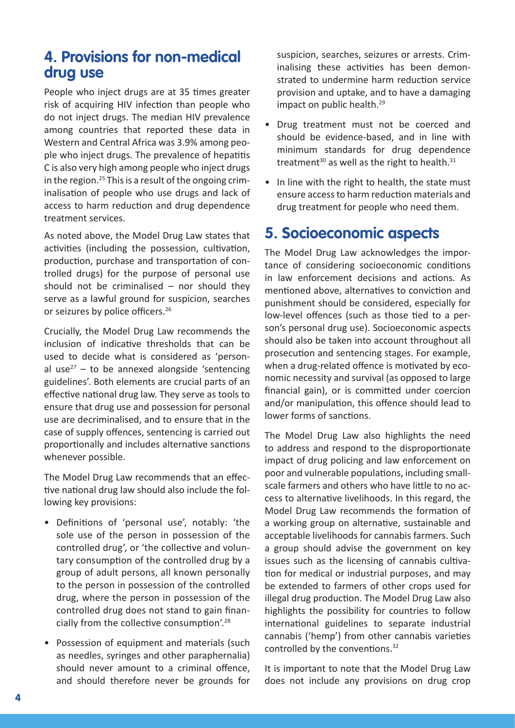## 4. Provisions for non-medical drug use

People who inject drugs are at 35 times greater risk of acquiring HIV infection than people who do not inject drugs. The median HIV prevalence among countries that reported these data in Western and Central Africa was 3.9% among people who inject drugs. The prevalence of hepatitis C is also very high among people who inject drugs in the region.[25] This is a result of the ongoing criminalisation of people who use drugs and lack of access to harm reduction and drug dependence treatment services.

As noted above, the Model Drug Law states that activities (including the possession, cultivation, production, purchase and transportation of controlled drugs) for the purpose of personal use should not be criminalised – nor should they serve as a lawful ground for suspicion, searches or seizures by police officers.[26]

Crucially, the Model Drug Law recommends the inclusion of indicative thresholds that can be used to decide what is considered as 'personal use[27] – to be annexed alongside 'sentencing guidelines'. Both elements are crucial parts of an effective national drug law. They serve as tools to ensure that drug use and possession for personal use are decriminalised, and to ensure that in the case of supply offences, sentencing is carried out proportionally and includes alternative sanctions whenever possible.

The Model Drug Law recommends that an effective national drug law should also include the following key provisions:

- Definitions of 'personal use', notably: 'the sole use of the person in possession of the controlled drug', or 'the collective and voluntary consumption of the controlled drug by a group of adult persons, all known personally to the person in possession of the controlled drug, where the person in possession of the controlled drug does not stand to gain financially from the collective consumption'.[28]
- Possession of equipment and materials (such as needles, syringes and other paraphernalia) should never amount to a criminal offence, and should therefore never be grounds for suspicion, searches, seizures or arrests. Criminalising these activities has been demonstrated to undermine harm reduction service provision and uptake, and to have a damaging impact on public health.[29]
- Drug treatment must not be coerced and should be evidence-based, and in line with minimum standards for drug dependence treatment[30] as well as the right to health.[31]
- In line with the right to health, the state must ensure access to harm reduction materials and drug treatment for people who need them.

## 5. Socioeconomic aspects

The Model Drug Law acknowledges the importance of considering socioeconomic conditions in law enforcement decisions and actions. As mentioned above, alternatives to conviction and punishment should be considered, especially for low-level offences (such as those tied to a person's personal drug use). Socioeconomic aspects should also be taken into account throughout all prosecution and sentencing stages. For example, when a drug-related offence is motivated by economic necessity and survival (as opposed to large financial gain), or is committed under coercion and/or manipulation, this offence should lead to lower forms of sanctions.

The Model Drug Law also highlights the need to address and respond to the disproportionate impact of drug policing and law enforcement on poor and vulnerable populations, including small-scale farmers and others who have little to no access to alternative livelihoods. In this regard, the Model Drug Law recommends the formation of a working group on alternative, sustainable and acceptable livelihoods for cannabis farmers. Such a group should advise the government on key issues such as the licensing of cannabis cultivation for medical or industrial purposes, and may be extended to farmers of other crops used for illegal drug production. The Model Drug Law also highlights the possibility for countries to follow international guidelines to separate industrial cannabis ('hemp') from other cannabis varieties controlled by the conventions.[32]

It is important to note that the Model Drug Law does not include any provisions on drug crop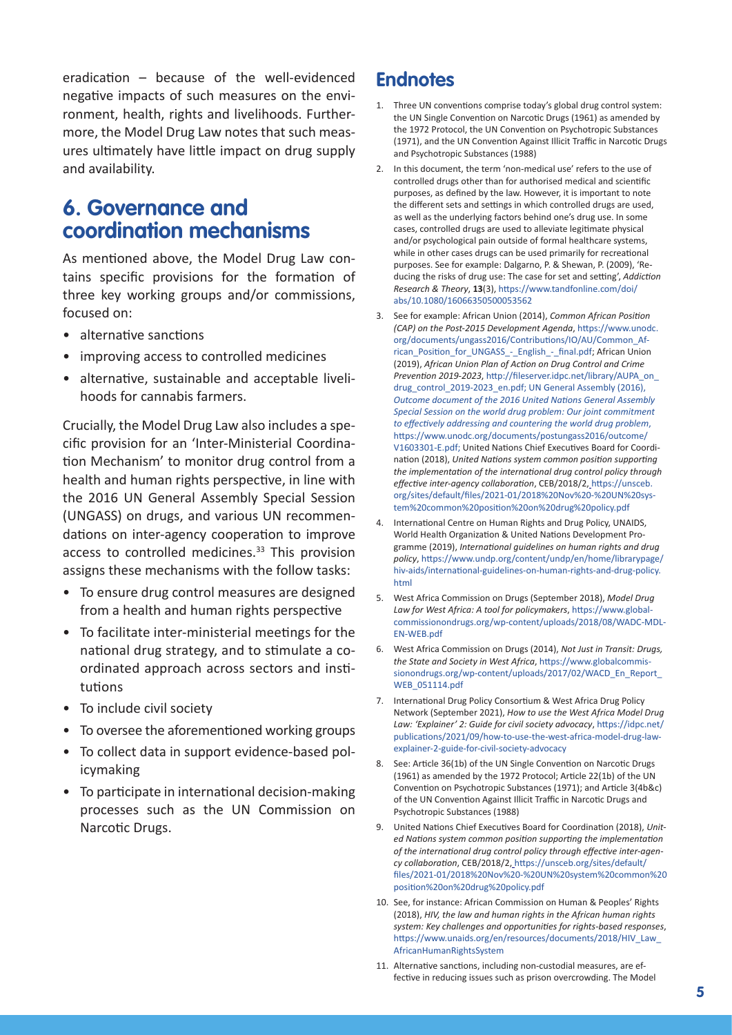eradication – because of the well-evidenced negative impacts of such measures on the environment, health, rights and livelihoods. Furthermore, the Model Drug Law notes that such measures ultimately have little impact on drug supply and availability.

## 6. Governance and coordination mechanisms

As mentioned above, the Model Drug Law contains specific provisions for the formation of three key working groups and/or commissions, focused on:

- alternative sanctions
- improving access to controlled medicines
- alternative, sustainable and acceptable livelihoods for cannabis farmers.

Crucially, the Model Drug Law also includes a specific provision for an 'Inter-Ministerial Coordination Mechanism' to monitor drug control from a health and human rights perspective, in line with the 2016 UN General Assembly Special Session (UNGASS) on drugs, and various UN recommendations on inter-agency cooperation to improve access to controlled medicines.[33] This provision assigns these mechanisms with the follow tasks:

- To ensure drug control measures are designed from a health and human rights perspective
- To facilitate inter-ministerial meetings for the national drug strategy, and to stimulate a coordinated approach across sectors and institutions
- To include civil society
- To oversee the aforementioned working groups
- To collect data in support evidence-based policymaking
- To participate in international decision-making processes such as the UN Commission on Narcotic Drugs.

## Endnotes

1. Three UN conventions comprise today's global drug control system: the UN Single Convention on Narcotic Drugs (1961) as amended by the 1972 Protocol, the UN Convention on Psychotropic Substances (1971), and the UN Convention Against Illicit Traffic in Narcotic Drugs and Psychotropic Substances (1988)
2. In this document, the term 'non-medical use' refers to the use of controlled drugs other than for authorised medical and scientific purposes, as defined by the law. However, it is important to note the different sets and settings in which controlled drugs are used, as well as the underlying factors behind one's drug use. In some cases, controlled drugs are used to alleviate legitimate physical and/or psychological pain outside of formal healthcare systems, while in other cases drugs can be used primarily for recreational purposes. See for example: Dalgarno, P. & Shewan, P. (2009), 'Reducing the risks of drug use: The case for set and setting', *Addiction Research & Theory*, **13**(3), https://www.tandfonline.com/doi/abs/10.1080/16066350500053562
3. See for example: African Union (2014), *Common African Position (CAP) on the Post-2015 Development Agenda*, https://www.unodc.org/documents/ungass2016/Contributions/IO/AU/Common_African_Position_for_UNGASS_-_English_-_final.pdf; African Union (2019), *African Union Plan of Action on Drug Control and Crime Prevention 2019-2023*, http://fileserver.idpc.net/library/AUPA_on_drug_control_2019-2023_en.pdf; UN General Assembly (2016), *Outcome document of the 2016 United Nations General Assembly Special Session on the world drug problem: Our joint commitment to effectively addressing and countering the world drug problem*, https://www.unodc.org/documents/postungass2016/outcome/V1603301-E.pdf; United Nations Chief Executives Board for Coordination (2018), *United Nations system common position supporting the implementation of the international drug control policy through effective inter-agency collaboration*, CEB/2018/2, https://unsceb.org/sites/default/files/2021-01/2018%20Nov%20-%20UN%20system%20common%20position%20on%20drug%20policy.pdf
4. International Centre on Human Rights and Drug Policy, UNAIDS, World Health Organization & United Nations Development Programme (2019), *International guidelines on human rights and drug policy*, https://www.undp.org/content/undp/en/home/librarypage/hiv-aids/international-guidelines-on-human-rights-and-drug-policy.html
5. West Africa Commission on Drugs (September 2018), *Model Drug Law for West Africa: A tool for policymakers*, https://www.globalcommissionondrugs.org/wp-content/uploads/2018/08/WADC-MDL-EN-WEB.pdf
6. West Africa Commission on Drugs (2014), *Not Just in Transit: Drugs, the State and Society in West Africa*, https://www.globalcommissionondrugs.org/wp-content/uploads/2017/02/WACD_En_Report_WEB_051114.pdf
7. International Drug Policy Consortium & West Africa Drug Policy Network (September 2021), *How to use the West Africa Model Drug Law: 'Explainer' 2: Guide for civil society advocacy*, https://idpc.net/publications/2021/09/how-to-use-the-west-africa-model-drug-law-explainer-2-guide-for-civil-society-advocacy
8. See: Article 36(1b) of the UN Single Convention on Narcotic Drugs (1961) as amended by the 1972 Protocol; Article 22(1b) of the UN Convention on Psychotropic Substances (1971); and Article 3(4b&c) of the UN Convention Against Illicit Traffic in Narcotic Drugs and Psychotropic Substances (1988)
9. United Nations Chief Executives Board for Coordination (2018), *United Nations system common position supporting the implementation of the international drug control policy through effective inter-agency collaboration*, CEB/2018/2, https://unsceb.org/sites/default/files/2021-01/2018%20Nov%20-%20UN%20system%20common%20position%20on%20drug%20policy.pdf
10. See, for instance: African Commission on Human & Peoples' Rights (2018), *HIV, the law and human rights in the African human rights system: Key challenges and opportunities for rights-based responses*, https://www.unaids.org/en/resources/documents/2018/HIV_Law_AfricanHumanRightsSystem
11. Alternative sanctions, including non-custodial measures, are effective in reducing issues such as prison overcrowding. The Model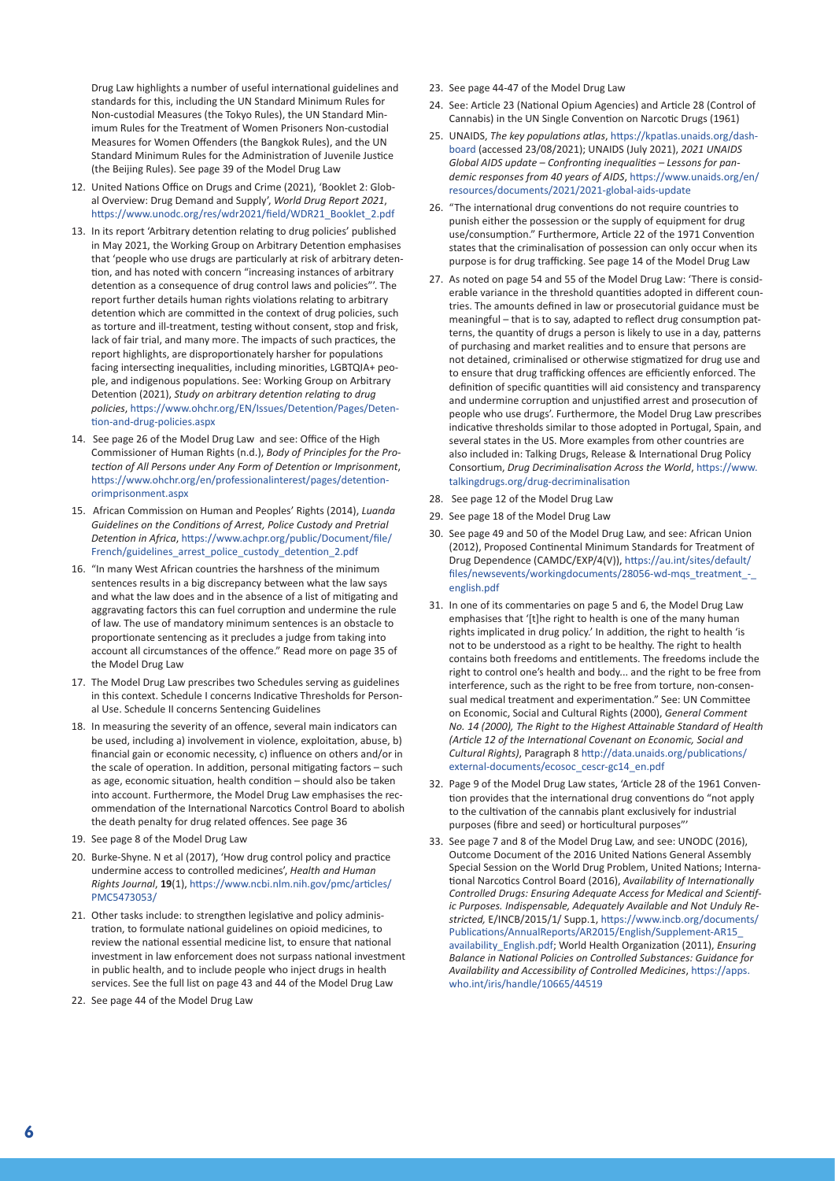Drug Law highlights a number of useful international guidelines and standards for this, including the UN Standard Minimum Rules for Non-custodial Measures (the Tokyo Rules), the UN Standard Minimum Rules for the Treatment of Women Prisoners Non-custodial Measures for Women Offenders (the Bangkok Rules), and the UN Standard Minimum Rules for the Administration of Juvenile Justice (the Beijing Rules). See page 39 of the Model Drug Law

12. United Nations Office on Drugs and Crime (2021), 'Booklet 2: Global Overview: Drug Demand and Supply', *World Drug Report 2021*, https://www.unodc.org/res/wdr2021/field/WDR21_Booklet_2.pdf
13. In its report 'Arbitrary detention relating to drug policies' published in May 2021, the Working Group on Arbitrary Detention emphasises that 'people who use drugs are particularly at risk of arbitrary detention, and has noted with concern "increasing instances of arbitrary detention as a consequence of drug control laws and policies"'. The report further details human rights violations relating to arbitrary detention which are committed in the context of drug policies, such as torture and ill-treatment, testing without consent, stop and frisk, lack of fair trial, and many more. The impacts of such practices, the report highlights, are disproportionately harsher for populations facing intersecting inequalities, including minorities, LGBTQIA+ people, and indigenous populations. See: Working Group on Arbitrary Detention (2021), *Study on arbitrary detention relating to drug policies*, https://www.ohchr.org/EN/Issues/Detention/Pages/Detention-and-drug-policies.aspx
14. See page 26 of the Model Drug Law and see: Office of the High Commissioner of Human Rights (n.d.), *Body of Principles for the Protection of All Persons under Any Form of Detention or Imprisonment*, https://www.ohchr.org/en/professionalinterest/pages/detentionorimprisonment.aspx
15. African Commission on Human and Peoples' Rights (2014), *Luanda Guidelines on the Conditions of Arrest, Police Custody and Pretrial Detention in Africa*, https://www.achpr.org/public/Document/file/French/guidelines_arrest_police_custody_detention_2.pdf
16. "In many West African countries the harshness of the minimum sentences results in a big discrepancy between what the law says and what the law does and in the absence of a list of mitigating and aggravating factors this can fuel corruption and undermine the rule of law. The use of mandatory minimum sentences is an obstacle to proportionate sentencing as it precludes a judge from taking into account all circumstances of the offence." Read more on page 35 of the Model Drug Law
17. The Model Drug Law prescribes two Schedules serving as guidelines in this context. Schedule I concerns Indicative Thresholds for Personal Use. Schedule II concerns Sentencing Guidelines
18. In measuring the severity of an offence, several main indicators can be used, including a) involvement in violence, exploitation, abuse, b) financial gain or economic necessity, c) influence on others and/or in the scale of operation. In addition, personal mitigating factors – such as age, economic situation, health condition – should also be taken into account. Furthermore, the Model Drug Law emphasises the recommendation of the International Narcotics Control Board to abolish the death penalty for drug related offences. See page 36
19. See page 8 of the Model Drug Law
20. Burke-Shyne. N et al (2017), 'How drug control policy and practice undermine access to controlled medicines', *Health and Human Rights Journal*, **19**(1), https://www.ncbi.nlm.nih.gov/pmc/articles/PMC5473053/
21. Other tasks include: to strengthen legislative and policy administration, to formulate national guidelines on opioid medicines, to review the national essential medicine list, to ensure that national investment in law enforcement does not surpass national investment in public health, and to include people who inject drugs in health services. See the full list on page 43 and 44 of the Model Drug Law
22. See page 44 of the Model Drug Law
23. See page 44-47 of the Model Drug Law
24. See: Article 23 (National Opium Agencies) and Article 28 (Control of Cannabis) in the UN Single Convention on Narcotic Drugs (1961)
25. UNAIDS, *The key populations atlas*, https://kpatlas.unaids.org/dashboard (accessed 23/08/2021); UNAIDS (July 2021), *2021 UNAIDS Global AIDS update – Confronting inequalities – Lessons for pandemic responses from 40 years of AIDS*, https://www.unaids.org/en/resources/documents/2021/2021-global-aids-update
26. "The international drug conventions do not require countries to punish either the possession or the supply of equipment for drug use/consumption." Furthermore, Article 22 of the 1971 Convention states that the criminalisation of possession can only occur when its purpose is for drug trafficking. See page 14 of the Model Drug Law
27. As noted on page 54 and 55 of the Model Drug Law: 'There is considerable variance in the threshold quantities adopted in different countries. The amounts defined in law or prosecutorial guidance must be meaningful – that is to say, adapted to reflect drug consumption patterns, the quantity of drugs a person is likely to use in a day, patterns of purchasing and market realities and to ensure that persons are not detained, criminalised or otherwise stigmatized for drug use and to ensure that drug trafficking offences are efficiently enforced. The definition of specific quantities will aid consistency and transparency and undermine corruption and unjustified arrest and prosecution of people who use drugs'. Furthermore, the Model Drug Law prescribes indicative thresholds similar to those adopted in Portugal, Spain, and several states in the US. More examples from other countries are also included in: Talking Drugs, Release & International Drug Policy Consortium, *Drug Decriminalisation Across the World*, https://www.talkingdrugs.org/drug-decriminalisation
28. See page 12 of the Model Drug Law
29. See page 18 of the Model Drug Law
30. See page 49 and 50 of the Model Drug Law, and see: African Union (2012), Proposed Continental Minimum Standards for Treatment of Drug Dependence (CAMDC/EXP/4(V)), https://au.int/sites/default/files/newsevents/workingdocuments/28056-wd-mqs_treatment_-_english.pdf
31. In one of its commentaries on page 5 and 6, the Model Drug Law emphasises that '[t]he right to health is one of the many human rights implicated in drug policy.' In addition, the right to health 'is not to be understood as a right to be healthy. The right to health contains both freedoms and entitlements. The freedoms include the right to control one's health and body... and the right to be free from interference, such as the right to be free from torture, non-consensual medical treatment and experimentation." See: UN Committee on Economic, Social and Cultural Rights (2000), *General Comment No. 14 (2000), The Right to the Highest Attainable Standard of Health (Article 12 of the International Covenant on Economic, Social and Cultural Rights)*, Paragraph 8 http://data.unaids.org/publications/external-documents/ecosoc_cescr-gc14_en.pdf
32. Page 9 of the Model Drug Law states, 'Article 28 of the 1961 Convention provides that the international drug conventions do "not apply to the cultivation of the cannabis plant exclusively for industrial purposes (fibre and seed) or horticultural purposes"'
33. See page 7 and 8 of the Model Drug Law, and see: UNODC (2016), Outcome Document of the 2016 United Nations General Assembly Special Session on the World Drug Problem, United Nations; International Narcotics Control Board (2016), *Availability of Internationally Controlled Drugs: Ensuring Adequate Access for Medical and Scientific Purposes. Indispensable, Adequately Available and Not Unduly Restricted*, E/INCB/2015/1/ Supp.1, https://www.incb.org/documents/Publications/AnnualReports/AR2015/English/Supplement-AR15_availability_English.pdf; World Health Organization (2011), *Ensuring Balance in National Policies on Controlled Substances: Guidance for Availability and Accessibility of Controlled Medicines*, https://apps.who.int/iris/handle/10665/44519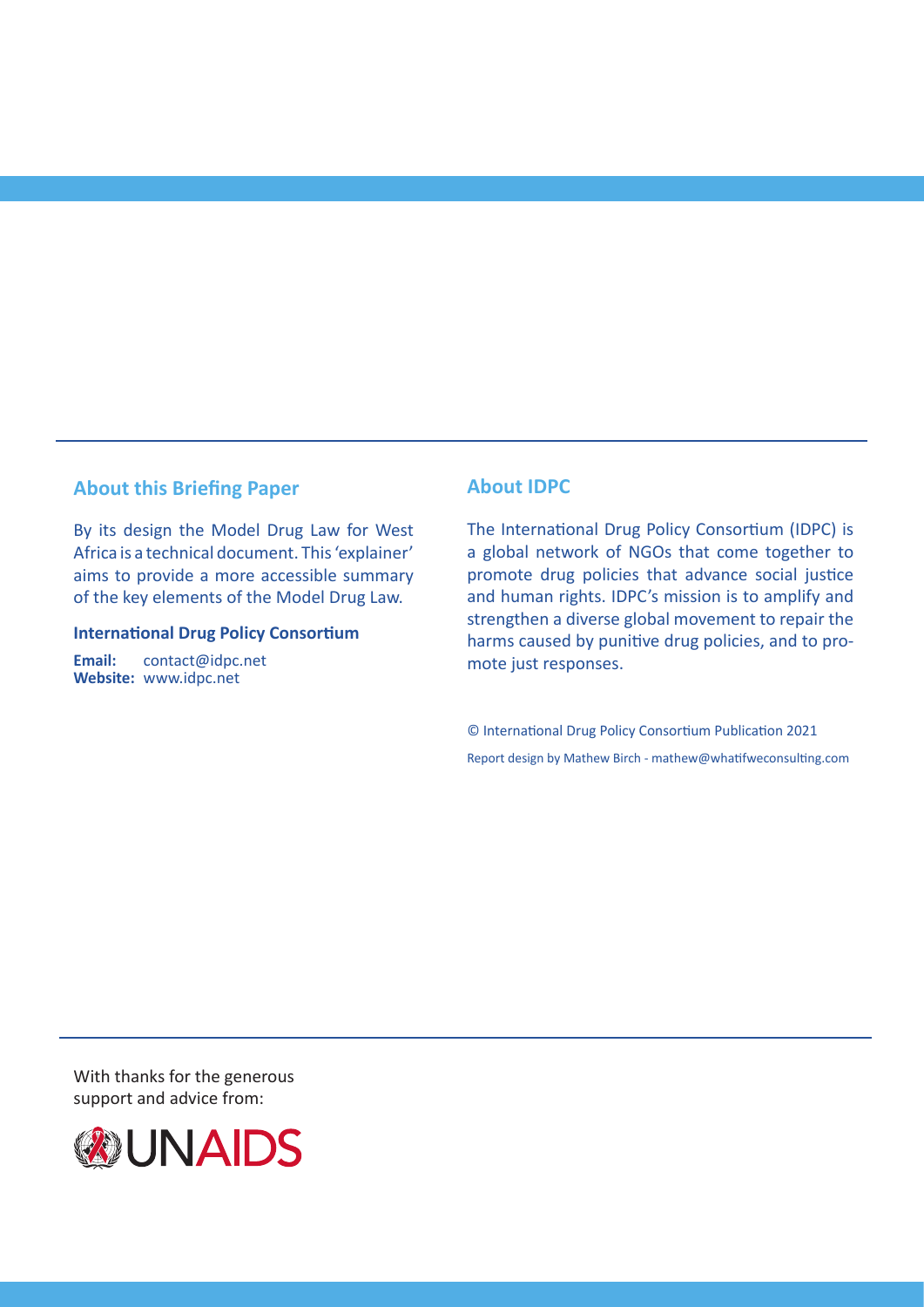## About this Briefing Paper

By its design the Model Drug Law for West Africa is a technical document. This 'explainer' aims to provide a more accessible summary of the key elements of the Model Drug Law.

**International Drug Policy Consortium**

**Email:** contact@idpc.net
**Website:** www.idpc.net

## About IDPC

The International Drug Policy Consortium (IDPC) is a global network of NGOs that come together to promote drug policies that advance social justice and human rights. IDPC's mission is to amplify and strengthen a diverse global movement to repair the harms caused by punitive drug policies, and to promote just responses.

© International Drug Policy Consortium Publication 2021

Report design by Mathew Birch - mathew@whatifweconsulting.com

With thanks for the generous support and advice from:

UNAIDS